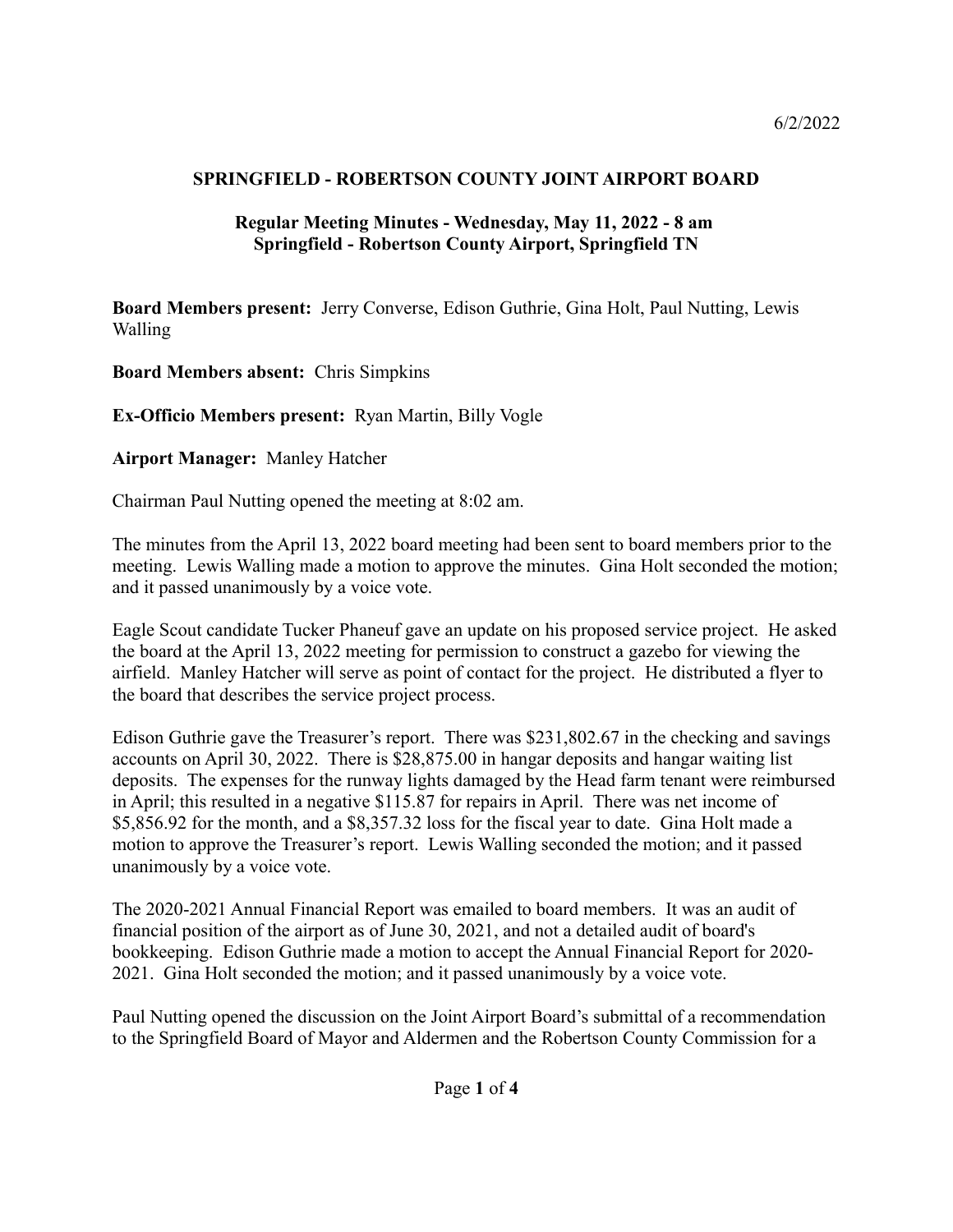6/2/2022

# SPRINGFIELD - ROBERTSON COUNTY JOINT AIRPORT BOARD

## Regular Meeting Minutes - Wednesday, May 11, 2022 - 8 am
## Springfield - Robertson County Airport, Springfield TN

**Board Members present:** Jerry Converse, Edison Guthrie, Gina Holt, Paul Nutting, Lewis Walling

**Board Members absent:** Chris Simpkins

**Ex-Officio Members present:** Ryan Martin, Billy Vogle

**Airport Manager:** Manley Hatcher

Chairman Paul Nutting opened the meeting at 8:02 am.

The minutes from the April 13, 2022 board meeting had been sent to board members prior to the meeting. Lewis Walling made a motion to approve the minutes. Gina Holt seconded the motion; and it passed unanimously by a voice vote.

Eagle Scout candidate Tucker Phaneuf gave an update on his proposed service project. He asked the board at the April 13, 2022 meeting for permission to construct a gazebo for viewing the airfield. Manley Hatcher will serve as point of contact for the project. He distributed a flyer to the board that describes the service project process.

Edison Guthrie gave the Treasurer's report. There was $231,802.67 in the checking and savings accounts on April 30, 2022. There is $28,875.00 in hangar deposits and hangar waiting list deposits. The expenses for the runway lights damaged by the Head farm tenant were reimbursed in April; this resulted in a negative $115.87 for repairs in April. There was net income of $5,856.92 for the month, and a $8,357.32 loss for the fiscal year to date. Gina Holt made a motion to approve the Treasurer's report. Lewis Walling seconded the motion; and it passed unanimously by a voice vote.

The 2020-2021 Annual Financial Report was emailed to board members. It was an audit of financial position of the airport as of June 30, 2021, and not a detailed audit of board's bookkeeping. Edison Guthrie made a motion to accept the Annual Financial Report for 2020-2021. Gina Holt seconded the motion; and it passed unanimously by a voice vote.

Paul Nutting opened the discussion on the Joint Airport Board's submittal of a recommendation to the Springfield Board of Mayor and Aldermen and the Robertson County Commission for a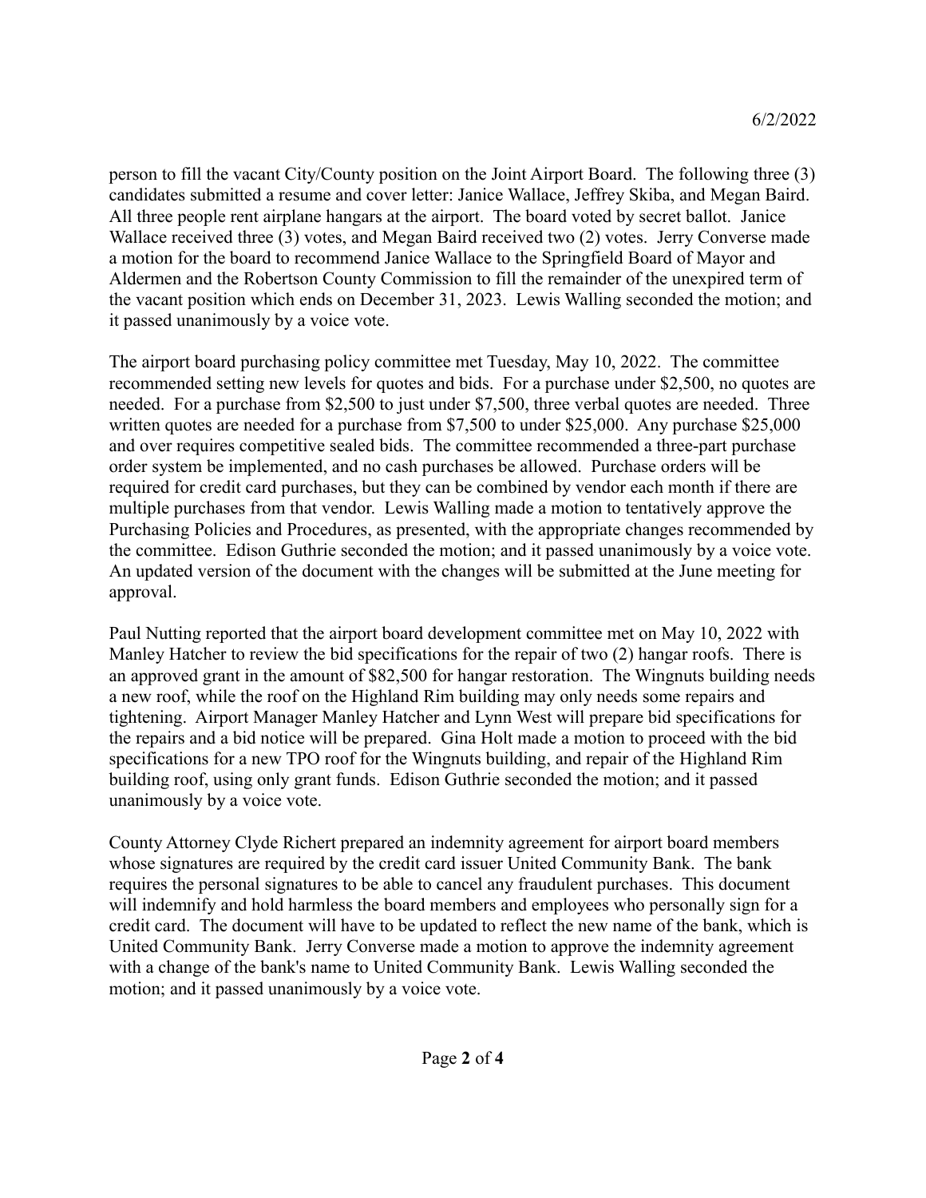person to fill the vacant City/County position on the Joint Airport Board. The following three (3) candidates submitted a resume and cover letter: Janice Wallace, Jeffrey Skiba, and Megan Baird. All three people rent airplane hangars at the airport. The board voted by secret ballot. Janice Wallace received three (3) votes, and Megan Baird received two (2) votes. Jerry Converse made a motion for the board to recommend Janice Wallace to the Springfield Board of Mayor and Aldermen and the Robertson County Commission to fill the remainder of the unexpired term of the vacant position which ends on December 31, 2023. Lewis Walling seconded the motion; and it passed unanimously by a voice vote.

The airport board purchasing policy committee met Tuesday, May 10, 2022. The committee recommended setting new levels for quotes and bids. For a purchase under $2,500, no quotes are needed. For a purchase from $2,500 to just under $7,500, three verbal quotes are needed. Three written quotes are needed for a purchase from $7,500 to under $25,000. Any purchase $25,000 and over requires competitive sealed bids. The committee recommended a three-part purchase order system be implemented, and no cash purchases be allowed. Purchase orders will be required for credit card purchases, but they can be combined by vendor each month if there are multiple purchases from that vendor. Lewis Walling made a motion to tentatively approve the Purchasing Policies and Procedures, as presented, with the appropriate changes recommended by the committee. Edison Guthrie seconded the motion; and it passed unanimously by a voice vote. An updated version of the document with the changes will be submitted at the June meeting for approval.

Paul Nutting reported that the airport board development committee met on May 10, 2022 with Manley Hatcher to review the bid specifications for the repair of two (2) hangar roofs. There is an approved grant in the amount of $82,500 for hangar restoration. The Wingnuts building needs a new roof, while the roof on the Highland Rim building may only needs some repairs and tightening. Airport Manager Manley Hatcher and Lynn West will prepare bid specifications for the repairs and a bid notice will be prepared. Gina Holt made a motion to proceed with the bid specifications for a new TPO roof for the Wingnuts building, and repair of the Highland Rim building roof, using only grant funds. Edison Guthrie seconded the motion; and it passed unanimously by a voice vote.

County Attorney Clyde Richert prepared an indemnity agreement for airport board members whose signatures are required by the credit card issuer United Community Bank. The bank requires the personal signatures to be able to cancel any fraudulent purchases. This document will indemnify and hold harmless the board members and employees who personally sign for a credit card. The document will have to be updated to reflect the new name of the bank, which is United Community Bank. Jerry Converse made a motion to approve the indemnity agreement with a change of the bank's name to United Community Bank. Lewis Walling seconded the motion; and it passed unanimously by a voice vote.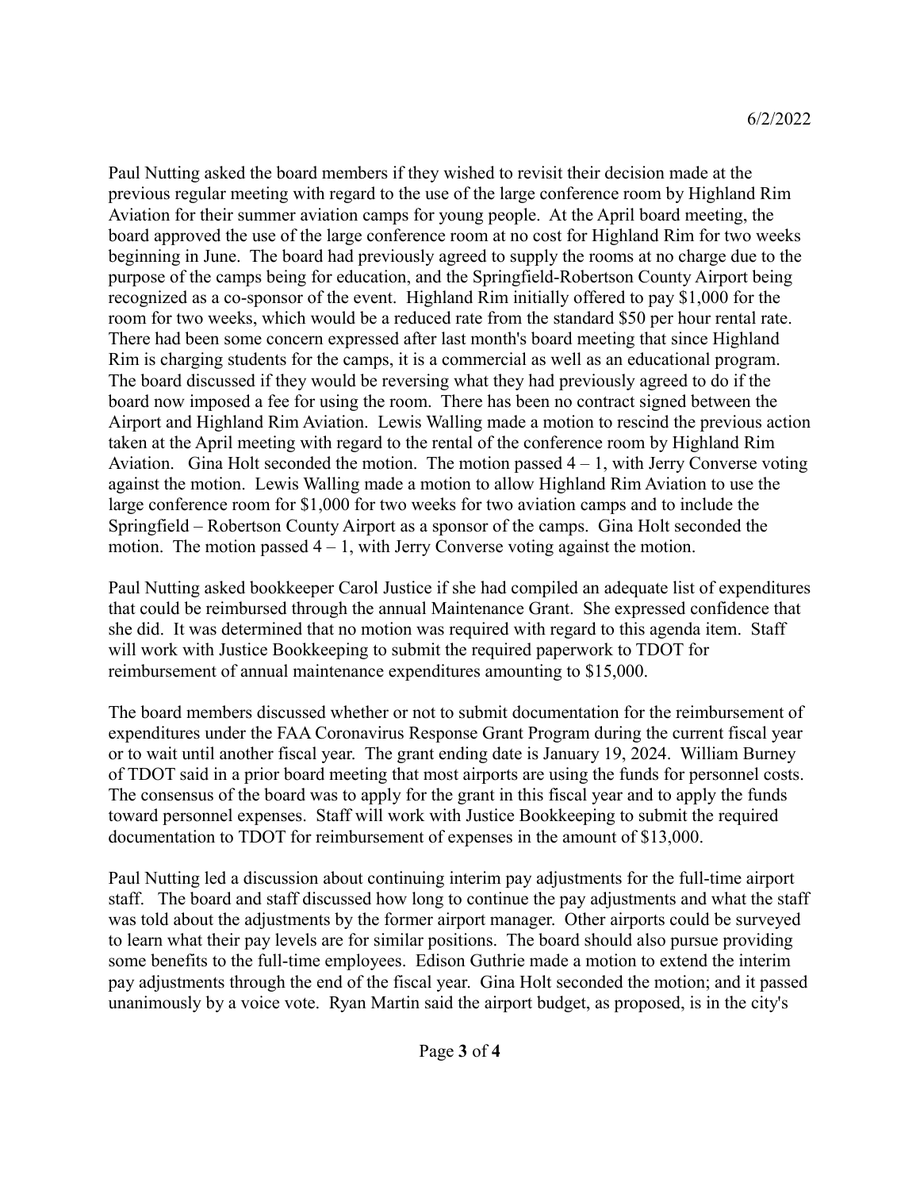Paul Nutting asked the board members if they wished to revisit their decision made at the previous regular meeting with regard to the use of the large conference room by Highland Rim Aviation for their summer aviation camps for young people. At the April board meeting, the board approved the use of the large conference room at no cost for Highland Rim for two weeks beginning in June. The board had previously agreed to supply the rooms at no charge due to the purpose of the camps being for education, and the Springfield-Robertson County Airport being recognized as a co-sponsor of the event. Highland Rim initially offered to pay $1,000 for the room for two weeks, which would be a reduced rate from the standard $50 per hour rental rate. There had been some concern expressed after last month's board meeting that since Highland Rim is charging students for the camps, it is a commercial as well as an educational program. The board discussed if they would be reversing what they had previously agreed to do if the board now imposed a fee for using the room. There has been no contract signed between the Airport and Highland Rim Aviation. Lewis Walling made a motion to rescind the previous action taken at the April meeting with regard to the rental of the conference room by Highland Rim Aviation. Gina Holt seconded the motion. The motion passed 4 – 1, with Jerry Converse voting against the motion. Lewis Walling made a motion to allow Highland Rim Aviation to use the large conference room for $1,000 for two weeks for two aviation camps and to include the Springfield – Robertson County Airport as a sponsor of the camps. Gina Holt seconded the motion. The motion passed 4 – 1, with Jerry Converse voting against the motion.

Paul Nutting asked bookkeeper Carol Justice if she had compiled an adequate list of expenditures that could be reimbursed through the annual Maintenance Grant. She expressed confidence that she did. It was determined that no motion was required with regard to this agenda item. Staff will work with Justice Bookkeeping to submit the required paperwork to TDOT for reimbursement of annual maintenance expenditures amounting to $15,000.

The board members discussed whether or not to submit documentation for the reimbursement of expenditures under the FAA Coronavirus Response Grant Program during the current fiscal year or to wait until another fiscal year. The grant ending date is January 19, 2024. William Burney of TDOT said in a prior board meeting that most airports are using the funds for personnel costs. The consensus of the board was to apply for the grant in this fiscal year and to apply the funds toward personnel expenses. Staff will work with Justice Bookkeeping to submit the required documentation to TDOT for reimbursement of expenses in the amount of $13,000.

Paul Nutting led a discussion about continuing interim pay adjustments for the full-time airport staff. The board and staff discussed how long to continue the pay adjustments and what the staff was told about the adjustments by the former airport manager. Other airports could be surveyed to learn what their pay levels are for similar positions. The board should also pursue providing some benefits to the full-time employees. Edison Guthrie made a motion to extend the interim pay adjustments through the end of the fiscal year. Gina Holt seconded the motion; and it passed unanimously by a voice vote. Ryan Martin said the airport budget, as proposed, is in the city's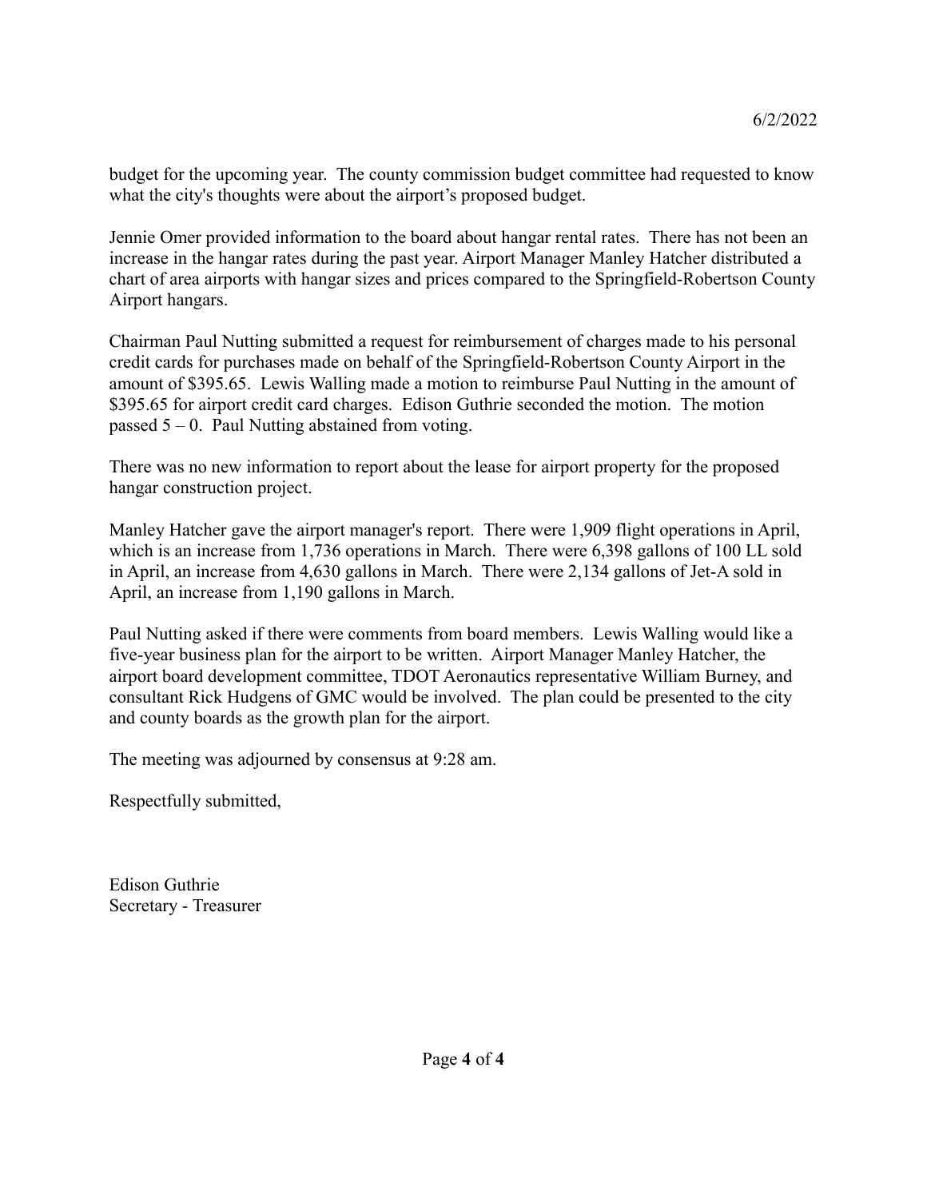budget for the upcoming year. The county commission budget committee had requested to know what the city's thoughts were about the airport's proposed budget.

Jennie Omer provided information to the board about hangar rental rates. There has not been an increase in the hangar rates during the past year. Airport Manager Manley Hatcher distributed a chart of area airports with hangar sizes and prices compared to the Springfield-Robertson County Airport hangars.

Chairman Paul Nutting submitted a request for reimbursement of charges made to his personal credit cards for purchases made on behalf of the Springfield-Robertson County Airport in the amount of $395.65. Lewis Walling made a motion to reimburse Paul Nutting in the amount of $395.65 for airport credit card charges. Edison Guthrie seconded the motion. The motion passed 5 – 0. Paul Nutting abstained from voting.

There was no new information to report about the lease for airport property for the proposed hangar construction project.

Manley Hatcher gave the airport manager's report. There were 1,909 flight operations in April, which is an increase from 1,736 operations in March. There were 6,398 gallons of 100 LL sold in April, an increase from 4,630 gallons in March. There were 2,134 gallons of Jet-A sold in April, an increase from 1,190 gallons in March.

Paul Nutting asked if there were comments from board members. Lewis Walling would like a five-year business plan for the airport to be written. Airport Manager Manley Hatcher, the airport board development committee, TDOT Aeronautics representative William Burney, and consultant Rick Hudgens of GMC would be involved. The plan could be presented to the city and county boards as the growth plan for the airport.

The meeting was adjourned by consensus at 9:28 am.

Respectfully submitted,

Edison Guthrie
Secretary - Treasurer